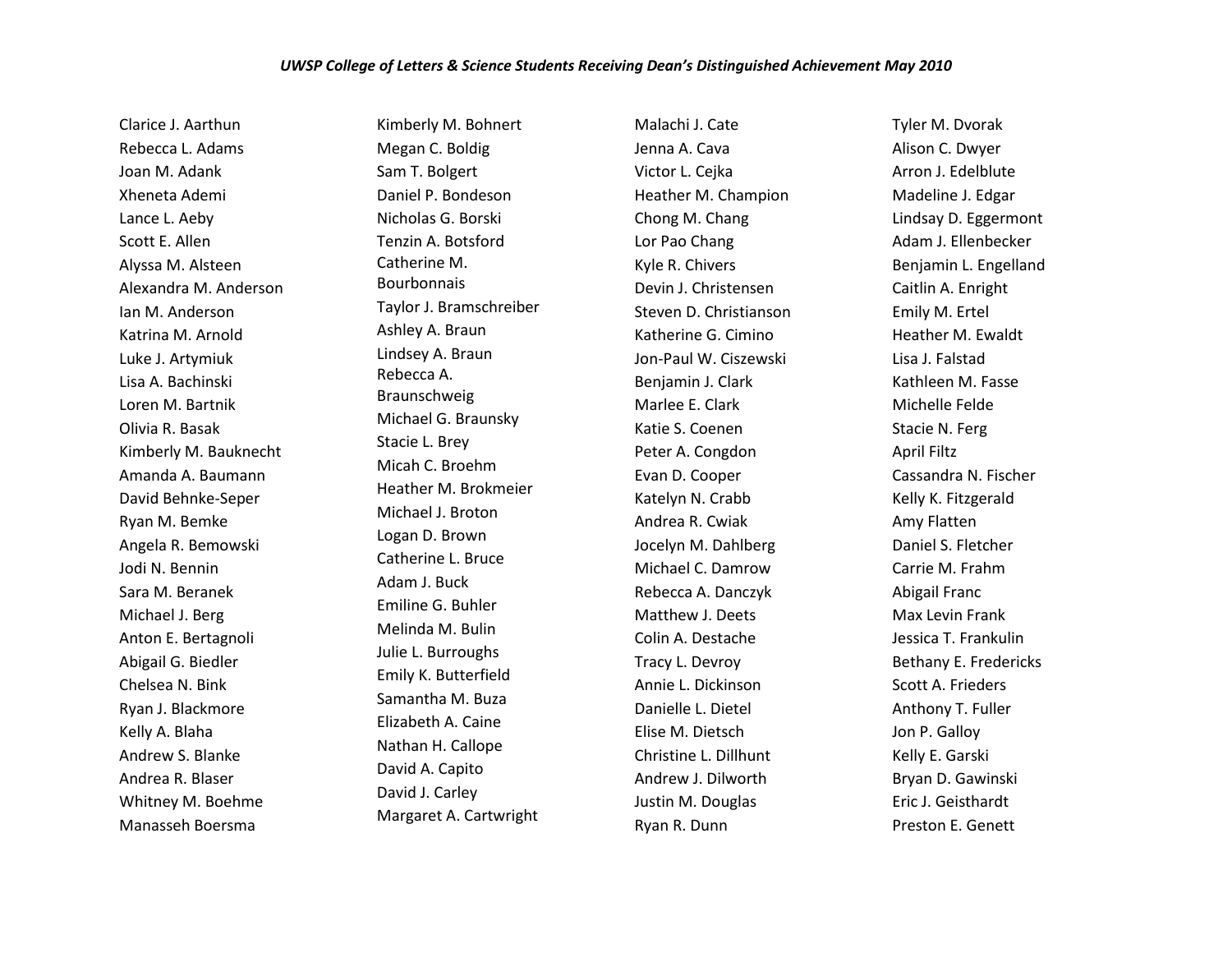*UWSP College of Letters & Science Students Receiving Dean's Distinguished Achievement May 2010*

Clarice J. Aarthun
Rebecca L. Adams
Joan M. Adank
Xheneta Ademi
Lance L. Aeby
Scott E. Allen
Alyssa M. Alsteen
Alexandra M. Anderson
Ian M. Anderson
Katrina M. Arnold
Luke J. Artymiuk
Lisa A. Bachinski
Loren M. Bartnik
Olivia R. Basak
Kimberly M. Bauknecht
Amanda A. Baumann
David Behnke-Seper
Ryan M. Bemke
Angela R. Bemowski
Jodi N. Bennin
Sara M. Beranek
Michael J. Berg
Anton E. Bertagnoli
Abigail G. Biedler
Chelsea N. Bink
Ryan J. Blackmore
Kelly A. Blaha
Andrew S. Blanke
Andrea R. Blaser
Whitney M. Boehme
Manasseh Boersma
Kimberly M. Bohnert
Megan C. Boldig
Sam T. Bolgert
Daniel P. Bondeson
Nicholas G. Borski
Tenzin A. Botsford
Catherine M. Bourbonnais
Taylor J. Bramschreiber
Ashley A. Braun
Lindsey A. Braun
Rebecca A. Braunschweig
Michael G. Braunsky
Stacie L. Brey
Micah C. Broehm
Heather M. Brokmeier
Michael J. Broton
Logan D. Brown
Catherine L. Bruce
Adam J. Buck
Emiline G. Buhler
Melinda M. Bulin
Julie L. Burroughs
Emily K. Butterfield
Samantha M. Buza
Elizabeth A. Caine
Nathan H. Callope
David A. Capito
David J. Carley
Margaret A. Cartwright
Malachi J. Cate
Jenna A. Cava
Victor L. Cejka
Heather M. Champion
Chong M. Chang
Lor Pao Chang
Kyle R. Chivers
Devin J. Christensen
Steven D. Christianson
Katherine G. Cimino
Jon-Paul W. Ciszewski
Benjamin J. Clark
Marlee E. Clark
Katie S. Coenen
Peter A. Congdon
Evan D. Cooper
Katelyn N. Crabb
Andrea R. Cwiak
Jocelyn M. Dahlberg
Michael C. Damrow
Rebecca A. Danczyk
Matthew J. Deets
Colin A. Destache
Tracy L. Devroy
Annie L. Dickinson
Danielle L. Dietel
Elise M. Dietsch
Christine L. Dillhunt
Andrew J. Dilworth
Justin M. Douglas
Ryan R. Dunn
Tyler M. Dvorak
Alison C. Dwyer
Arron J. Edelblute
Madeline J. Edgar
Lindsay D. Eggermont
Adam J. Ellenbecker
Benjamin L. Engelland
Caitlin A. Enright
Emily M. Ertel
Heather M. Ewaldt
Lisa J. Falstad
Kathleen M. Fasse
Michelle Felde
Stacie N. Ferg
April Filtz
Cassandra N. Fischer
Kelly K. Fitzgerald
Amy Flatten
Daniel S. Fletcher
Carrie M. Frahm
Abigail Franc
Max Levin Frank
Jessica T. Frankulin
Bethany E. Fredericks
Scott A. Frieders
Anthony T. Fuller
Jon P. Galloy
Kelly E. Garski
Bryan D. Gawinski
Eric J. Geisthardt
Preston E. Genett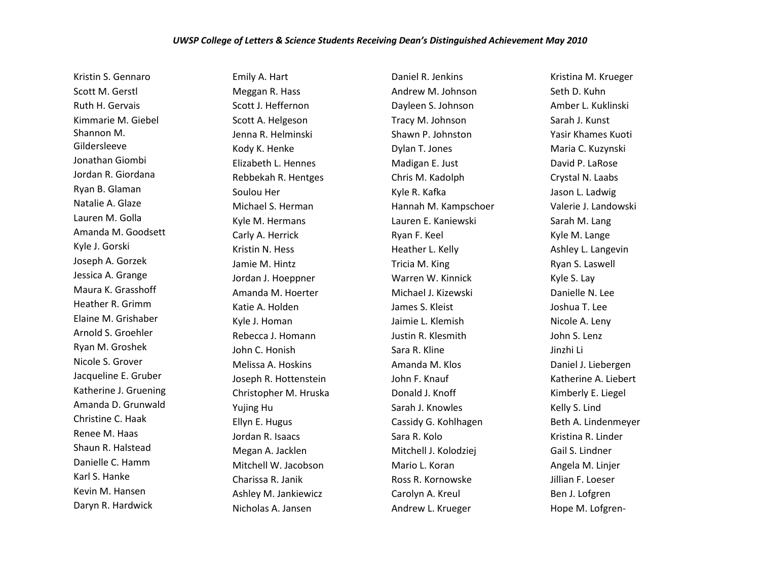*UWSP College of Letters & Science Students Receiving Dean's Distinguished Achievement May 2010*

Kristin S. Gennaro
Scott M. Gerstl
Ruth H. Gervais
Kimmarie M. Giebel
Shannon M. Gildersleeve
Jonathan Giombi
Jordan R. Giordana
Ryan B. Glaman
Natalie A. Glaze
Lauren M. Golla
Amanda M. Goodsett
Kyle J. Gorski
Joseph A. Gorzek
Jessica A. Grange
Maura K. Grasshoff
Heather R. Grimm
Elaine M. Grishaber
Arnold S. Groehler
Ryan M. Groshek
Nicole S. Grover
Jacqueline E. Gruber
Katherine J. Gruening
Amanda D. Grunwald
Christine C. Haak
Renee M. Haas
Shaun R. Halstead
Danielle C. Hamm
Karl S. Hanke
Kevin M. Hansen
Daryn R. Hardwick
Emily A. Hart
Meggan R. Hass
Scott J. Heffernon
Scott A. Helgeson
Jenna R. Helminski
Kody K. Henke
Elizabeth L. Hennes
Rebbekah R. Hentges
Soulou Her
Michael S. Herman
Kyle M. Hermans
Carly A. Herrick
Kristin N. Hess
Jamie M. Hintz
Jordan J. Hoeppner
Amanda M. Hoerter
Katie A. Holden
Kyle J. Homan
Rebecca J. Homann
John C. Honish
Melissa A. Hoskins
Joseph R. Hottenstein
Christopher M. Hruska
Yujing Hu
Ellyn E. Hugus
Jordan R. Isaacs
Megan A. Jacklen
Mitchell W. Jacobson
Charissa R. Janik
Ashley M. Jankiewicz
Nicholas A. Jansen
Daniel R. Jenkins
Andrew M. Johnson
Dayleen S. Johnson
Tracy M. Johnson
Shawn P. Johnston
Dylan T. Jones
Madigan E. Just
Chris M. Kadolph
Kyle R. Kafka
Hannah M. Kampschoer
Lauren E. Kaniewski
Ryan F. Keel
Heather L. Kelly
Tricia M. King
Warren W. Kinnick
Michael J. Kizewski
James S. Kleist
Jaimie L. Klemish
Justin R. Klesmith
Sara R. Kline
Amanda M. Klos
John F. Knauf
Donald J. Knoff
Sarah J. Knowles
Cassidy G. Kohlhagen
Sara R. Kolo
Mitchell J. Kolodziej
Mario L. Koran
Ross R. Kornowske
Carolyn A. Kreul
Andrew L. Krueger
Kristina M. Krueger
Seth D. Kuhn
Amber L. Kuklinski
Sarah J. Kunst
Yasir Khames Kuoti
Maria C. Kuzynski
David P. LaRose
Crystal N. Laabs
Jason L. Ladwig
Valerie J. Landowski
Sarah M. Lang
Kyle M. Lange
Ashley L. Langevin
Ryan S. Laswell
Kyle S. Lay
Danielle N. Lee
Joshua T. Lee
Nicole A. Leny
John S. Lenz
Jinzhi Li
Daniel J. Liebergen
Katherine A. Liebert
Kimberly E. Liegel
Kelly S. Lind
Beth A. Lindenmeyer
Kristina R. Linder
Gail S. Lindner
Angela M. Linjer
Jillian F. Loeser
Ben J. Lofgren
Hope M. Lofgren-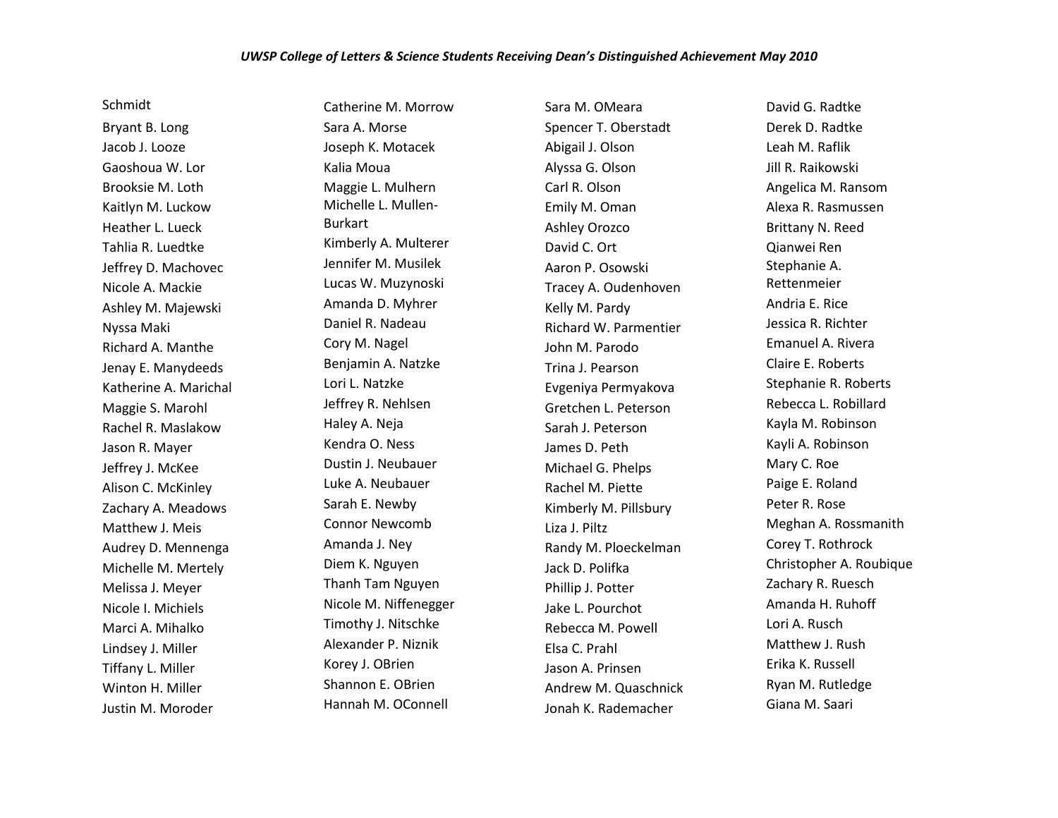*UWSP College of Letters & Science Students Receiving Dean's Distinguished Achievement May 2010*

Schmidt
Bryant B. Long
Jacob J. Looze
Gaoshoua W. Lor
Brooksie M. Loth
Kaitlyn M. Luckow
Heather L. Lueck
Tahlia R. Luedtke
Jeffrey D. Machovec
Nicole A. Mackie
Ashley M. Majewski
Nyssa Maki
Richard A. Manthe
Jenay E. Manydeeds
Katherine A. Marichal
Maggie S. Marohl
Rachel R. Maslakow
Jason R. Mayer
Jeffrey J. McKee
Alison C. McKinley
Zachary A. Meadows
Matthew J. Meis
Audrey D. Mennenga
Michelle M. Mertely
Melissa J. Meyer
Nicole I. Michiels
Marci A. Mihalko
Lindsey J. Miller
Tiffany L. Miller
Winton H. Miller
Justin M. Moroder
Catherine M. Morrow
Sara A. Morse
Joseph K. Motacek
Kalia Moua
Maggie L. Mulhern
Michelle L. Mullen-Burkart
Kimberly A. Multerer
Jennifer M. Musilek
Lucas W. Muzynoski
Amanda D. Myhrer
Daniel R. Nadeau
Cory M. Nagel
Benjamin A. Natzke
Lori L. Natzke
Jeffrey R. Nehlsen
Haley A. Neja
Kendra O. Ness
Dustin J. Neubauer
Luke A. Neubauer
Sarah E. Newby
Connor Newcomb
Amanda J. Ney
Diem K. Nguyen
Thanh Tam Nguyen
Nicole M. Niffenegger
Timothy J. Nitschke
Alexander P. Niznik
Korey J. OBrien
Shannon E. OBrien
Hannah M. OConnell
Sara M. OMeara
Spencer T. Oberstadt
Abigail J. Olson
Alyssa G. Olson
Carl R. Olson
Emily M. Oman
Ashley Orozco
David C. Ort
Aaron P. Osowski
Tracey A. Oudenhoven
Kelly M. Pardy
Richard W. Parmentier
John M. Parodo
Trina J. Pearson
Evgeniya Permyakova
Gretchen L. Peterson
Sarah J. Peterson
James D. Peth
Michael G. Phelps
Rachel M. Piette
Kimberly M. Pillsbury
Liza J. Piltz
Randy M. Ploeckelman
Jack D. Polifka
Phillip J. Potter
Jake L. Pourchot
Rebecca M. Powell
Elsa C. Prahl
Jason A. Prinsen
Andrew M. Quaschnick
Jonah K. Rademacher
David G. Radtke
Derek D. Radtke
Leah M. Raflik
Jill R. Raikowski
Angelica M. Ransom
Alexa R. Rasmussen
Brittany N. Reed
Qianwei Ren
Stephanie A. Rettenmeier
Andria E. Rice
Jessica R. Richter
Emanuel A. Rivera
Claire E. Roberts
Stephanie R. Roberts
Rebecca L. Robillard
Kayla M. Robinson
Kayli A. Robinson
Mary C. Roe
Paige E. Roland
Peter R. Rose
Meghan A. Rossmanith
Corey T. Rothrock
Christopher A. Roubique
Zachary R. Ruesch
Amanda H. Ruhoff
Lori A. Rusch
Matthew J. Rush
Erika K. Russell
Ryan M. Rutledge
Giana M. Saari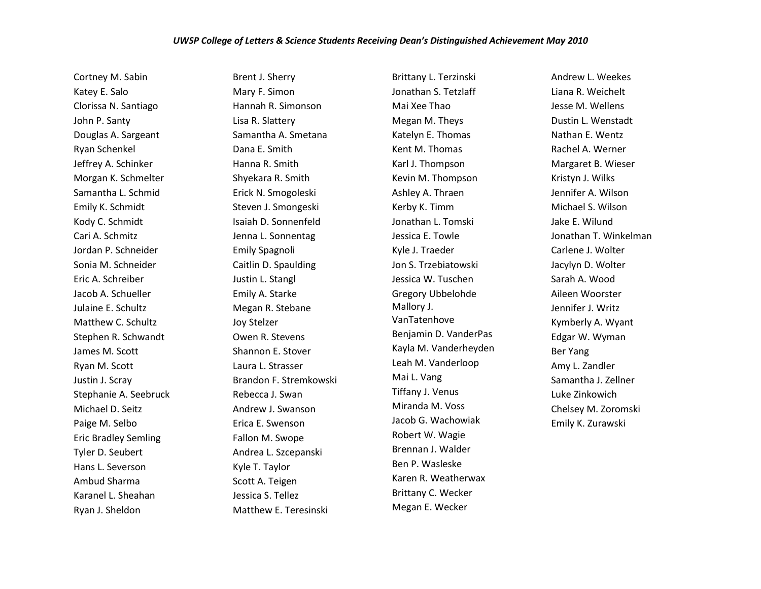*UWSP College of Letters & Science Students Receiving Dean's Distinguished Achievement May 2010*

Cortney M. Sabin
Katey E. Salo
Clorissa N. Santiago
John P. Santy
Douglas A. Sargeant
Ryan Schenkel
Jeffrey A. Schinker
Morgan K. Schmelter
Samantha L. Schmid
Emily K. Schmidt
Kody C. Schmidt
Cari A. Schmitz
Jordan P. Schneider
Sonia M. Schneider
Eric A. Schreiber
Jacob A. Schueller
Julaine E. Schultz
Matthew C. Schultz
Stephen R. Schwandt
James M. Scott
Ryan M. Scott
Justin J. Scray
Stephanie A. Seebruck
Michael D. Seitz
Paige M. Selbo
Eric Bradley Semling
Tyler D. Seubert
Hans L. Severson
Ambud Sharma
Karanel L. Sheahan
Ryan J. Sheldon
Brent J. Sherry
Mary F. Simon
Hannah R. Simonson
Lisa R. Slattery
Samantha A. Smetana
Dana E. Smith
Hanna R. Smith
Shyekara R. Smith
Erick N. Smogoleski
Steven J. Smongeski
Isaiah D. Sonnenfeld
Jenna L. Sonnentag
Emily Spagnoli
Caitlin D. Spaulding
Justin L. Stangl
Emily A. Starke
Megan R. Stebane
Joy Stelzer
Owen R. Stevens
Shannon E. Stover
Laura L. Strasser
Brandon F. Stremkowski
Rebecca J. Swan
Andrew J. Swanson
Erica E. Swenson
Fallon M. Swope
Andrea L. Szcepanski
Kyle T. Taylor
Scott A. Teigen
Jessica S. Tellez
Matthew E. Teresinski
Brittany L. Terzinski
Jonathan S. Tetzlaff
Mai Xee Thao
Megan M. Theys
Katelyn E. Thomas
Kent M. Thomas
Karl J. Thompson
Kevin M. Thompson
Ashley A. Thraen
Kerby K. Timm
Jonathan L. Tomski
Jessica E. Towle
Kyle J. Traeder
Jon S. Trzebiatowski
Jessica W. Tuschen
Gregory Ubbelohde
Mallory J. VanTatenhove
Benjamin D. VanderPas
Kayla M. Vanderheyden
Leah M. Vanderloop
Mai L. Vang
Tiffany J. Venus
Miranda M. Voss
Jacob G. Wachowiak
Robert W. Wagie
Brennan J. Walder
Ben P. Wasleske
Karen R. Weatherwax
Brittany C. Wecker
Megan E. Wecker
Andrew L. Weekes
Liana R. Weichelt
Jesse M. Wellens
Dustin L. Wenstadt
Nathan E. Wentz
Rachel A. Werner
Margaret B. Wieser
Kristyn J. Wilks
Jennifer A. Wilson
Michael S. Wilson
Jake E. Wilund
Jonathan T. Winkelman
Carlene J. Wolter
Jacylyn D. Wolter
Sarah A. Wood
Aileen Woorster
Jennifer J. Writz
Kymberly A. Wyant
Edgar W. Wyman
Ber Yang
Amy L. Zandler
Samantha J. Zellner
Luke Zinkowich
Chelsey M. Zoromski
Emily K. Zurawski